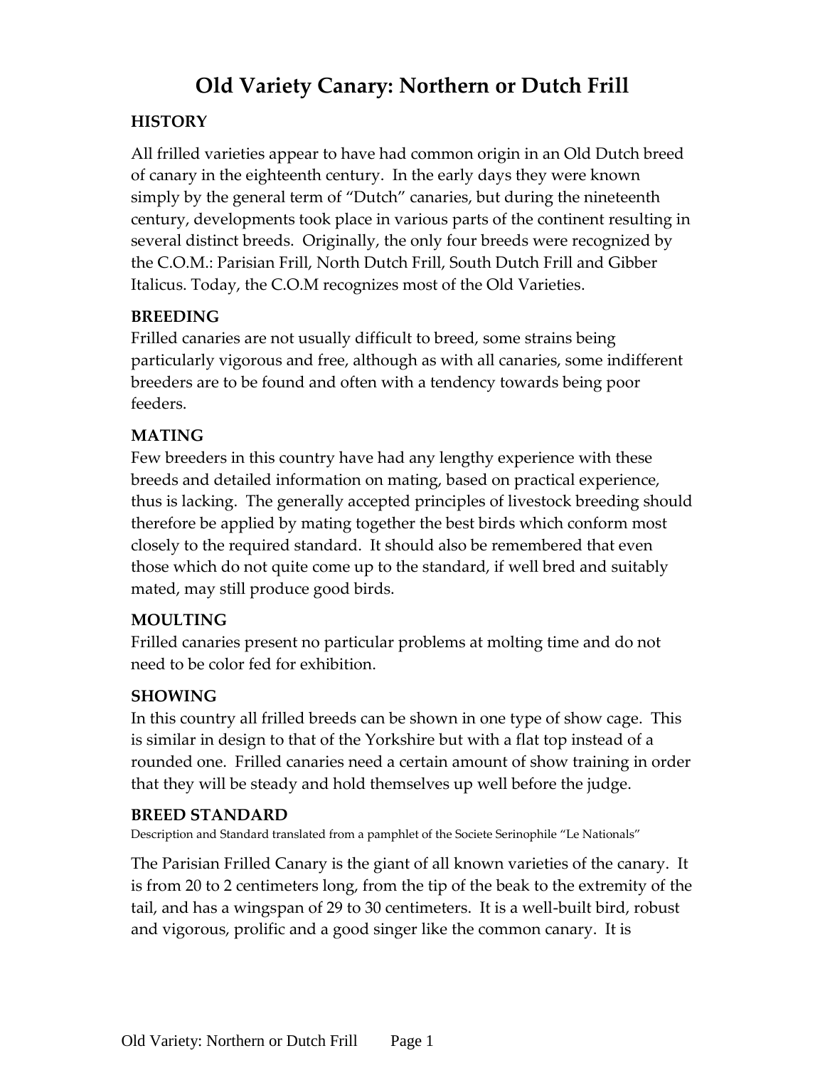# Old Variety Canary: Northern or Dutch Frill

## HISTORY

All frilled varieties appear to have had common origin in an Old Dutch breed of canary in the eighteenth century. In the early days they were known simply by the general term of "Dutch" canaries, but during the nineteenth century, developments took place in various parts of the continent resulting in several distinct breeds. Originally, the only four breeds were recognized by the C.O.M.: Parisian Frill, North Dutch Frill, South Dutch Frill and Gibber Italicus. Today, the C.O.M recognizes most of the Old Varieties.

## BREEDING

Frilled canaries are not usually difficult to breed, some strains being particularly vigorous and free, although as with all canaries, some indifferent breeders are to be found and often with a tendency towards being poor feeders.

## MATING

Few breeders in this country have had any lengthy experience with these breeds and detailed information on mating, based on practical experience, thus is lacking. The generally accepted principles of livestock breeding should therefore be applied by mating together the best birds which conform most closely to the required standard. It should also be remembered that even those which do not quite come up to the standard, if well bred and suitably mated, may still produce good birds.

## MOULTING

Frilled canaries present no particular problems at molting time and do not need to be color fed for exhibition.

## SHOWING

In this country all frilled breeds can be shown in one type of show cage. This is similar in design to that of the Yorkshire but with a flat top instead of a rounded one. Frilled canaries need a certain amount of show training in order that they will be steady and hold themselves up well before the judge.

## BREED STANDARD

Description and Standard translated from a pamphlet of the Societe Serinophile "Le Nationals"

The Parisian Frilled Canary is the giant of all known varieties of the canary. It is from 20 to 2 centimeters long, from the tip of the beak to the extremity of the tail, and has a wingspan of 29 to 30 centimeters. It is a well-built bird, robust and vigorous, prolific and a good singer like the common canary. It is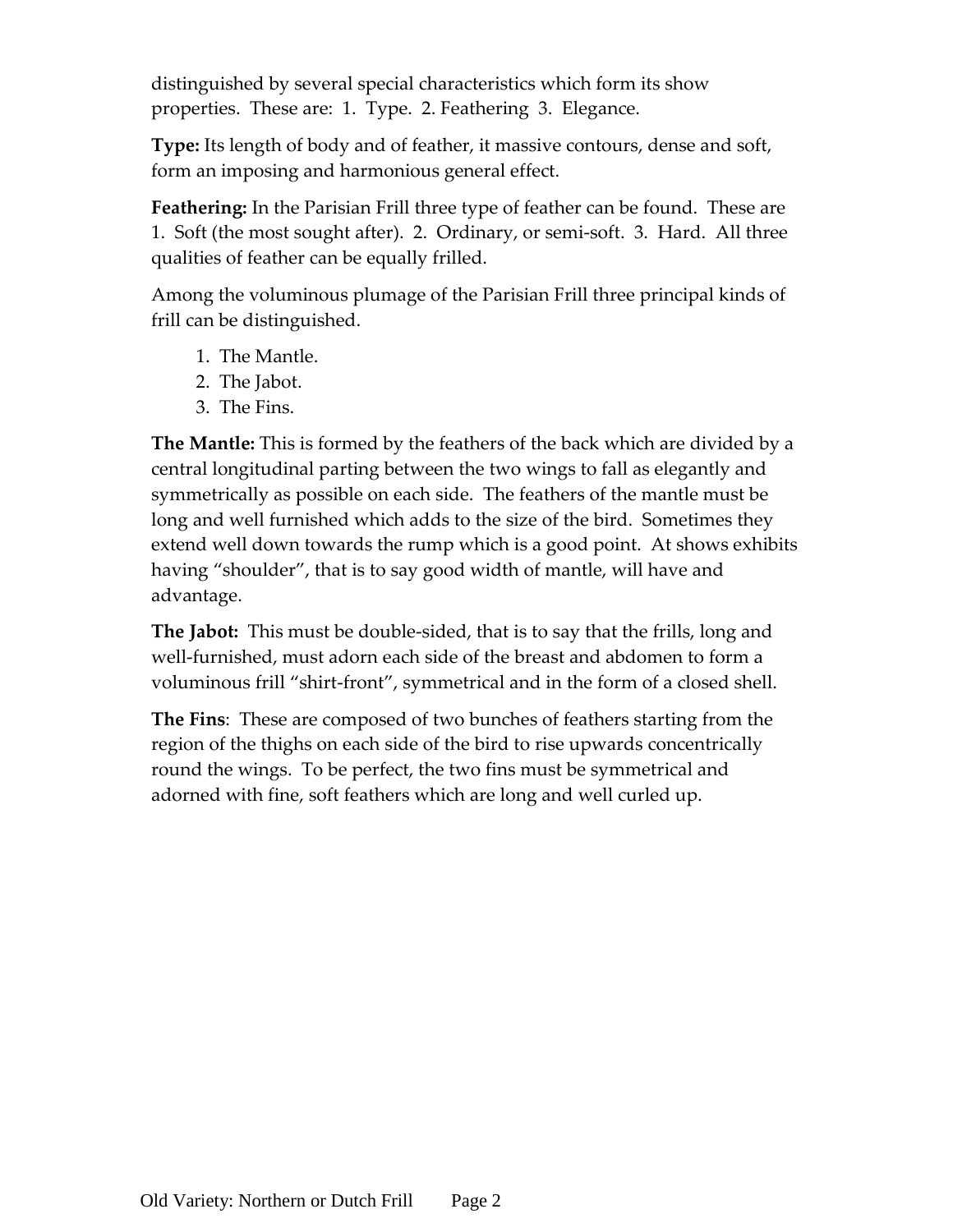distinguished by several special characteristics which form its show properties. These are: 1. Type. 2. Feathering 3. Elegance.

**Type:** Its length of body and of feather, it massive contours, dense and soft, form an imposing and harmonious general effect.

**Feathering:** In the Parisian Frill three type of feather can be found. These are 1. Soft (the most sought after). 2. Ordinary, or semi-soft. 3. Hard. All three qualities of feather can be equally frilled.

Among the voluminous plumage of the Parisian Frill three principal kinds of frill can be distinguished.

1. The Mantle.
2. The Jabot.
3. The Fins.

**The Mantle:** This is formed by the feathers of the back which are divided by a central longitudinal parting between the two wings to fall as elegantly and symmetrically as possible on each side. The feathers of the mantle must be long and well furnished which adds to the size of the bird. Sometimes they extend well down towards the rump which is a good point. At shows exhibits having "shoulder", that is to say good width of mantle, will have and advantage.

**The Jabot:** This must be double-sided, that is to say that the frills, long and well-furnished, must adorn each side of the breast and abdomen to form a voluminous frill "shirt-front", symmetrical and in the form of a closed shell.

**The Fins**: These are composed of two bunches of feathers starting from the region of the thighs on each side of the bird to rise upwards concentrically round the wings. To be perfect, the two fins must be symmetrical and adorned with fine, soft feathers which are long and well curled up.